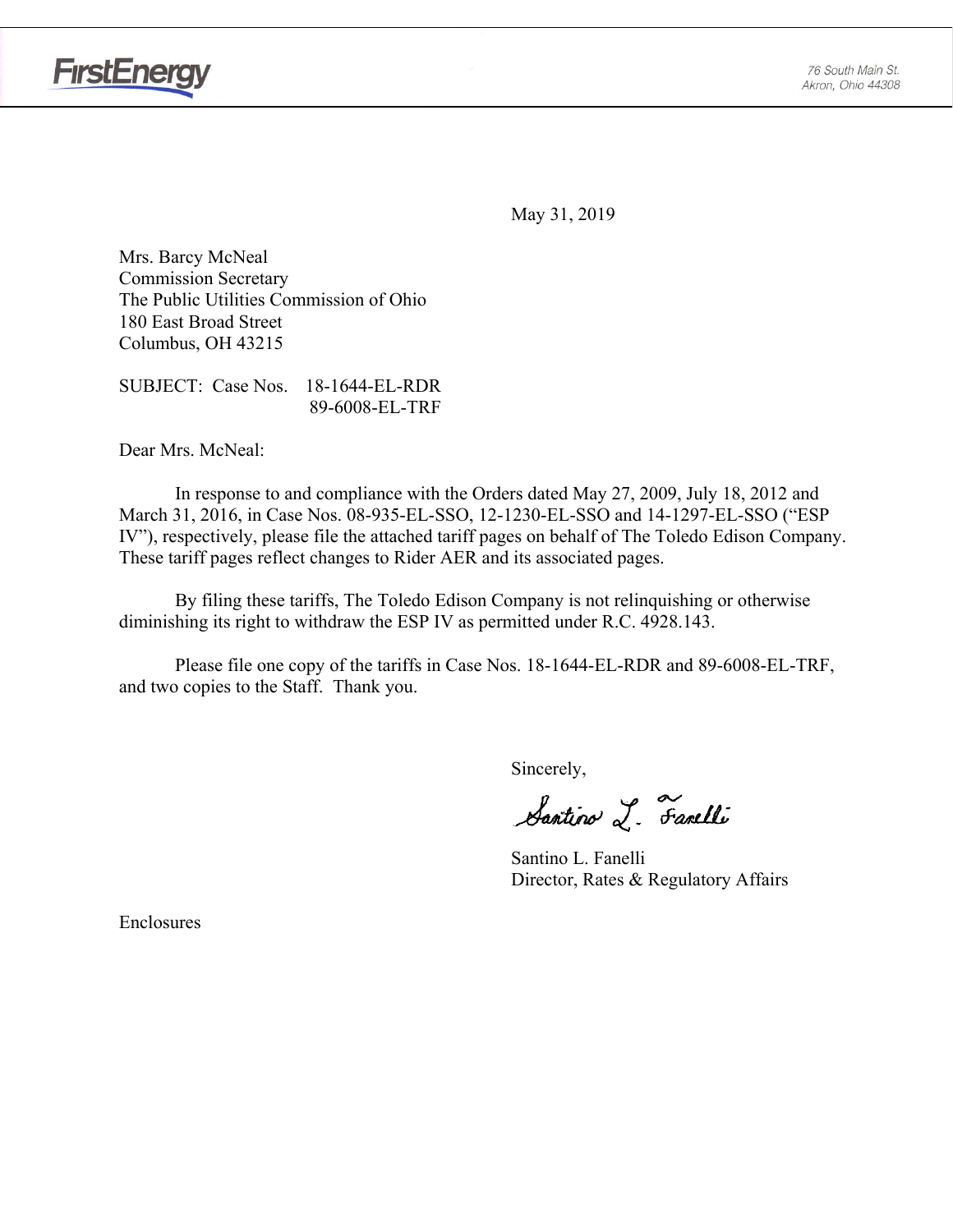FirstEnergy

76 South Main St.
Akron, Ohio 44308

May 31, 2019

Mrs. Barcy McNeal
Commission Secretary
The Public Utilities Commission of Ohio
180 East Broad Street
Columbus, OH 43215

SUBJECT: Case Nos. 18-1644-EL-RDR
89-6008-EL-TRF

Dear Mrs. McNeal:

In response to and compliance with the Orders dated May 27, 2009, July 18, 2012 and March 31, 2016, in Case Nos. 08-935-EL-SSO, 12-1230-EL-SSO and 14-1297-EL-SSO ("ESP IV"), respectively, please file the attached tariff pages on behalf of The Toledo Edison Company. These tariff pages reflect changes to Rider AER and its associated pages.

By filing these tariffs, The Toledo Edison Company is not relinquishing or otherwise diminishing its right to withdraw the ESP IV as permitted under R.C. 4928.143.

Please file one copy of the tariffs in Case Nos. 18-1644-EL-RDR and 89-6008-EL-TRF, and two copies to the Staff. Thank you.

Sincerely,

Santino L. Fanelli

Santino L. Fanelli
Director, Rates & Regulatory Affairs

Enclosures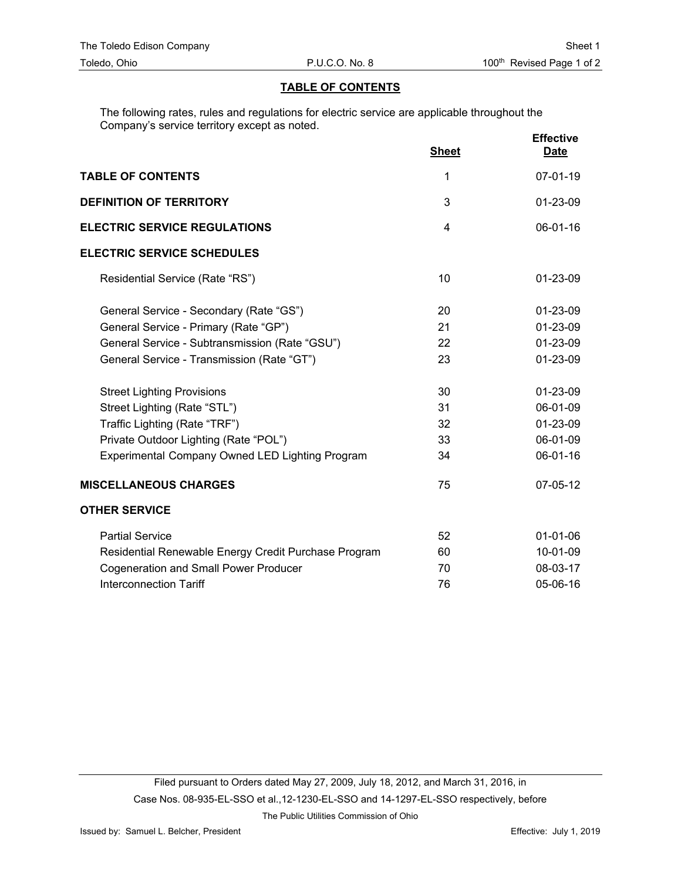## TABLE OF CONTENTS

The following rates, rules and regulations for electric service are applicable throughout the Company's service territory except as noted.

| | Sheet | Effective Date |
|---|---|---|
| **TABLE OF CONTENTS** | 1 | 07-01-19 |
| **DEFINITION OF TERRITORY** | 3 | 01-23-09 |
| **ELECTRIC SERVICE REGULATIONS** | 4 | 06-01-16 |
| **ELECTRIC SERVICE SCHEDULES** | | |
| Residential Service (Rate "RS") | 10 | 01-23-09 |
| General Service - Secondary (Rate "GS") | 20 | 01-23-09 |
| General Service - Primary (Rate "GP") | 21 | 01-23-09 |
| General Service - Subtransmission (Rate "GSU") | 22 | 01-23-09 |
| General Service - Transmission (Rate "GT") | 23 | 01-23-09 |
| Street Lighting Provisions | 30 | 01-23-09 |
| Street Lighting (Rate "STL") | 31 | 06-01-09 |
| Traffic Lighting (Rate "TRF") | 32 | 01-23-09 |
| Private Outdoor Lighting (Rate "POL") | 33 | 06-01-09 |
| Experimental Company Owned LED Lighting Program | 34 | 06-01-16 |
| **MISCELLANEOUS CHARGES** | 75 | 07-05-12 |
| **OTHER SERVICE** | | |
| Partial Service | 52 | 01-01-06 |
| Residential Renewable Energy Credit Purchase Program | 60 | 10-01-09 |
| Cogeneration and Small Power Producer | 70 | 08-03-17 |
| Interconnection Tariff | 76 | 05-06-16 |

Filed pursuant to Orders dated May 27, 2009, July 18, 2012, and March 31, 2016, in Case Nos. 08-935-EL-SSO et al.,12-1230-EL-SSO and 14-1297-EL-SSO respectively, before The Public Utilities Commission of Ohio

Issued by: Samuel L. Belcher, President

Effective: July 1, 2019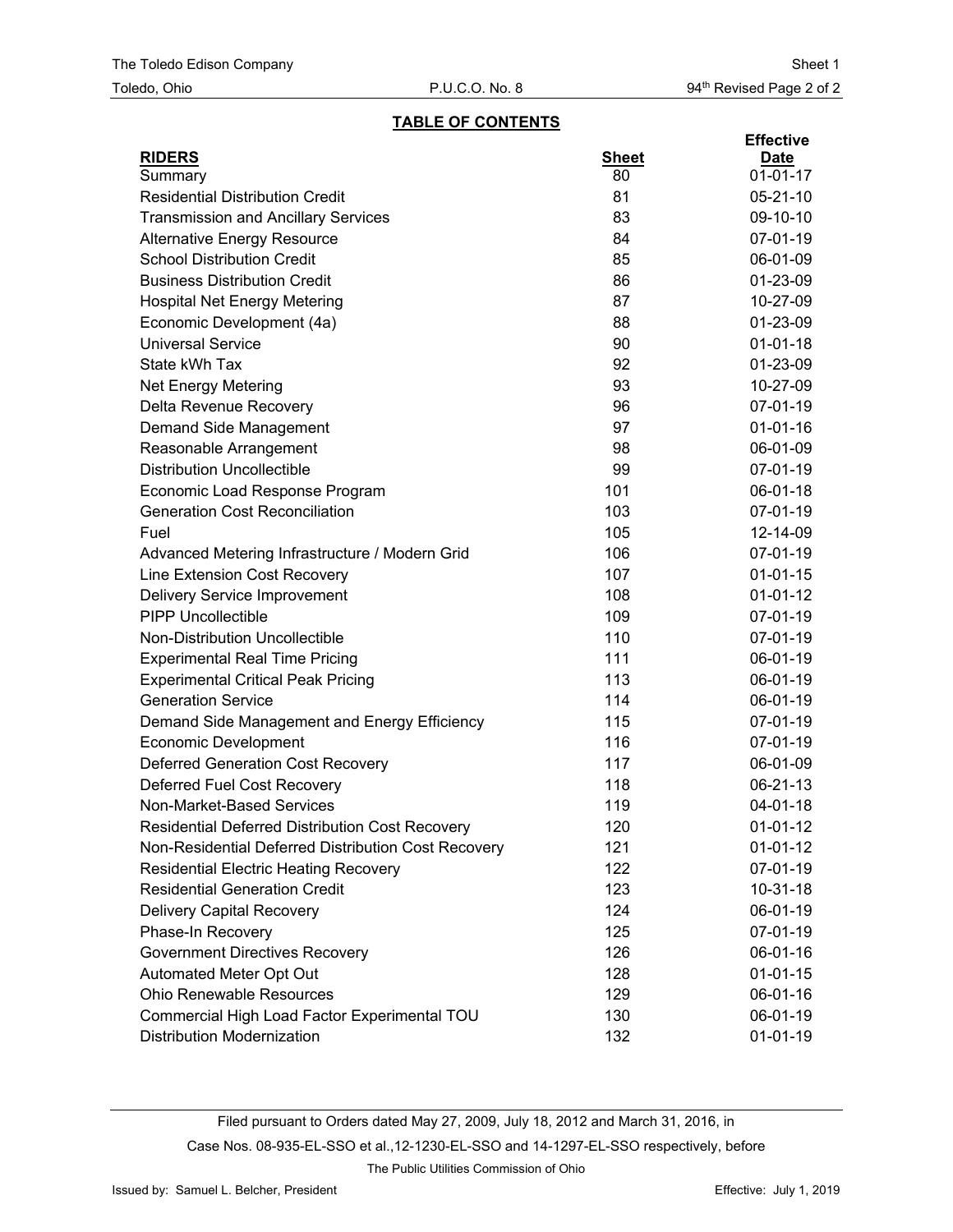## TABLE OF CONTENTS

| RIDERS | Sheet | Effective Date |
|---|---|---|
| Summary | 80 | 01-01-17 |
| Residential Distribution Credit | 81 | 05-21-10 |
| Transmission and Ancillary Services | 83 | 09-10-10 |
| Alternative Energy Resource | 84 | 07-01-19 |
| School Distribution Credit | 85 | 06-01-09 |
| Business Distribution Credit | 86 | 01-23-09 |
| Hospital Net Energy Metering | 87 | 10-27-09 |
| Economic Development (4a) | 88 | 01-23-09 |
| Universal Service | 90 | 01-01-18 |
| State kWh Tax | 92 | 01-23-09 |
| Net Energy Metering | 93 | 10-27-09 |
| Delta Revenue Recovery | 96 | 07-01-19 |
| Demand Side Management | 97 | 01-01-16 |
| Reasonable Arrangement | 98 | 06-01-09 |
| Distribution Uncollectible | 99 | 07-01-19 |
| Economic Load Response Program | 101 | 06-01-18 |
| Generation Cost Reconciliation | 103 | 07-01-19 |
| Fuel | 105 | 12-14-09 |
| Advanced Metering Infrastructure / Modern Grid | 106 | 07-01-19 |
| Line Extension Cost Recovery | 107 | 01-01-15 |
| Delivery Service Improvement | 108 | 01-01-12 |
| PIPP Uncollectible | 109 | 07-01-19 |
| Non-Distribution Uncollectible | 110 | 07-01-19 |
| Experimental Real Time Pricing | 111 | 06-01-19 |
| Experimental Critical Peak Pricing | 113 | 06-01-19 |
| Generation Service | 114 | 06-01-19 |
| Demand Side Management and Energy Efficiency | 115 | 07-01-19 |
| Economic Development | 116 | 07-01-19 |
| Deferred Generation Cost Recovery | 117 | 06-01-09 |
| Deferred Fuel Cost Recovery | 118 | 06-21-13 |
| Non-Market-Based Services | 119 | 04-01-18 |
| Residential Deferred Distribution Cost Recovery | 120 | 01-01-12 |
| Non-Residential Deferred Distribution Cost Recovery | 121 | 01-01-12 |
| Residential Electric Heating Recovery | 122 | 07-01-19 |
| Residential Generation Credit | 123 | 10-31-18 |
| Delivery Capital Recovery | 124 | 06-01-19 |
| Phase-In Recovery | 125 | 07-01-19 |
| Government Directives Recovery | 126 | 06-01-16 |
| Automated Meter Opt Out | 128 | 01-01-15 |
| Ohio Renewable Resources | 129 | 06-01-16 |
| Commercial High Load Factor Experimental TOU | 130 | 06-01-19 |
| Distribution Modernization | 132 | 01-01-19 |

Filed pursuant to Orders dated May 27, 2009, July 18, 2012 and March 31, 2016, in Case Nos. 08-935-EL-SSO et al.,12-1230-EL-SSO and 14-1297-EL-SSO respectively, before The Public Utilities Commission of Ohio

Issued by: Samuel L. Belcher, President

Effective: July 1, 2019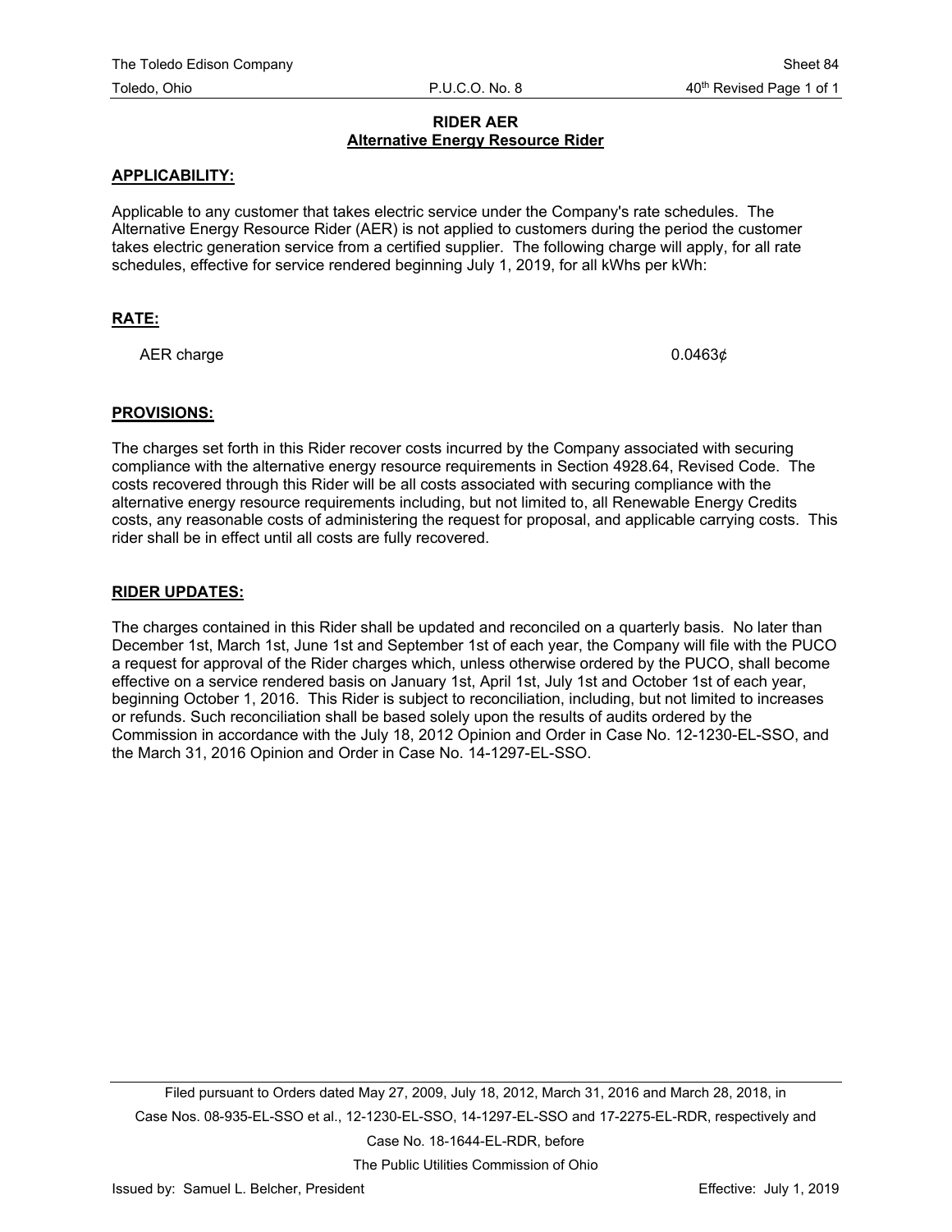## RIDER AER
### Alternative Energy Resource Rider

**APPLICABILITY:**

Applicable to any customer that takes electric service under the Company's rate schedules. The Alternative Energy Resource Rider (AER) is not applied to customers during the period the customer takes electric generation service from a certified supplier. The following charge will apply, for all rate schedules, effective for service rendered beginning July 1, 2019, for all kWhs per kWh:

**RATE:**

| | |
|---|---|
| AER charge | 0.0463¢ |

**PROVISIONS:**

The charges set forth in this Rider recover costs incurred by the Company associated with securing compliance with the alternative energy resource requirements in Section 4928.64, Revised Code. The costs recovered through this Rider will be all costs associated with securing compliance with the alternative energy resource requirements including, but not limited to, all Renewable Energy Credits costs, any reasonable costs of administering the request for proposal, and applicable carrying costs. This rider shall be in effect until all costs are fully recovered.

**RIDER UPDATES:**

The charges contained in this Rider shall be updated and reconciled on a quarterly basis. No later than December 1st, March 1st, June 1st and September 1st of each year, the Company will file with the PUCO a request for approval of the Rider charges which, unless otherwise ordered by the PUCO, shall become effective on a service rendered basis on January 1st, April 1st, July 1st and October 1st of each year, beginning October 1, 2016. This Rider is subject to reconciliation, including, but not limited to increases or refunds. Such reconciliation shall be based solely upon the results of audits ordered by the Commission in accordance with the July 18, 2012 Opinion and Order in Case No. 12-1230-EL-SSO, and the March 31, 2016 Opinion and Order in Case No. 14-1297-EL-SSO.

Filed pursuant to Orders dated May 27, 2009, July 18, 2012, March 31, 2016 and March 28, 2018, in Case Nos. 08-935-EL-SSO et al., 12-1230-EL-SSO, 14-1297-EL-SSO and 17-2275-EL-RDR, respectively and Case No. 18-1644-EL-RDR, before The Public Utilities Commission of Ohio

Issued by: Samuel L. Belcher, President

Effective: July 1, 2019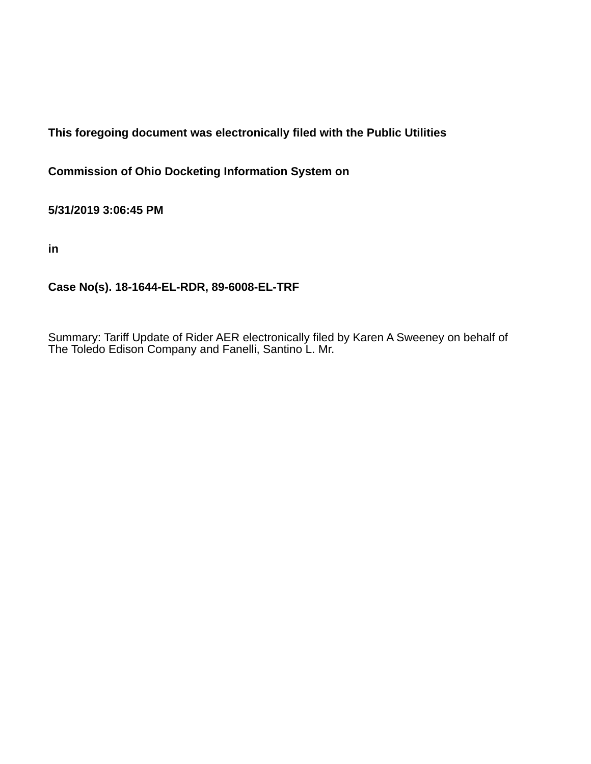**This foregoing document was electronically filed with the Public Utilities**

**Commission of Ohio Docketing Information System on**

**5/31/2019 3:06:45 PM**

**in**

**Case No(s). 18-1644-EL-RDR, 89-6008-EL-TRF**

Summary: Tariff Update of Rider AER electronically filed by Karen A Sweeney on behalf of The Toledo Edison Company and Fanelli, Santino L. Mr.